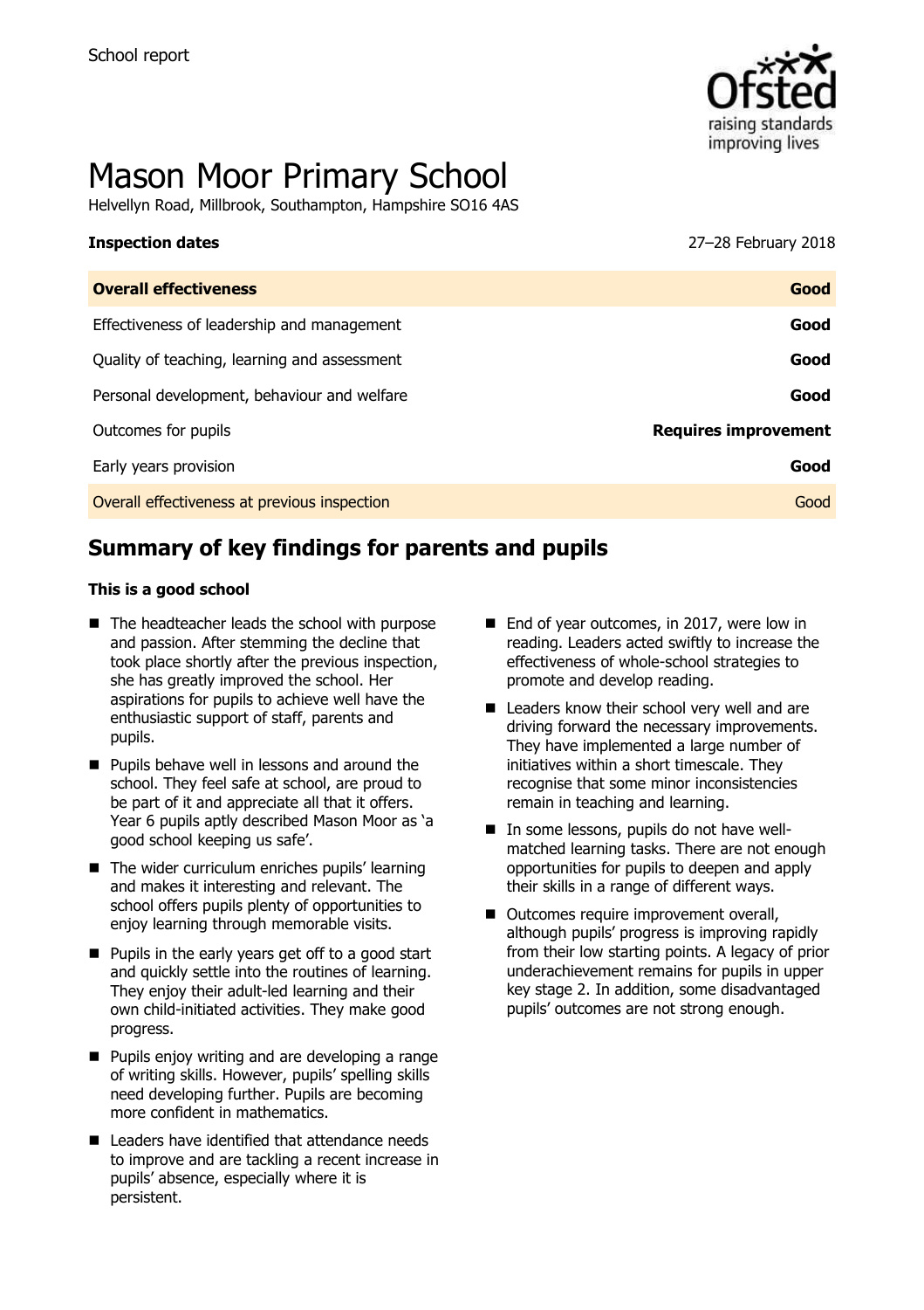School report

# Mason Moor Primary School

Helvellyn Road, Millbrook, Southampton, Hampshire SO16 4AS

| **Inspection dates** | 27–28 February 2018 |
| --- | --- |
| **Overall effectiveness** | **Good** |
| Effectiveness of leadership and management | **Good** |
| Quality of teaching, learning and assessment | **Good** |
| Personal development, behaviour and welfare | **Good** |
| Outcomes for pupils | **Requires improvement** |
| Early years provision | **Good** |
| Overall effectiveness at previous inspection | Good |

## Summary of key findings for parents and pupils

**This is a good school**

- The headteacher leads the school with purpose and passion. After stemming the decline that took place shortly after the previous inspection, she has greatly improved the school. Her aspirations for pupils to achieve well have the enthusiastic support of staff, parents and pupils.
- Pupils behave well in lessons and around the school. They feel safe at school, are proud to be part of it and appreciate all that it offers. Year 6 pupils aptly described Mason Moor as 'a good school keeping us safe'.
- The wider curriculum enriches pupils' learning and makes it interesting and relevant. The school offers pupils plenty of opportunities to enjoy learning through memorable visits.
- Pupils in the early years get off to a good start and quickly settle into the routines of learning. They enjoy their adult-led learning and their own child-initiated activities. They make good progress.
- Pupils enjoy writing and are developing a range of writing skills. However, pupils' spelling skills need developing further. Pupils are becoming more confident in mathematics.
- Leaders have identified that attendance needs to improve and are tackling a recent increase in pupils' absence, especially where it is persistent.
- End of year outcomes, in 2017, were low in reading. Leaders acted swiftly to increase the effectiveness of whole-school strategies to promote and develop reading.
- Leaders know their school very well and are driving forward the necessary improvements. They have implemented a large number of initiatives within a short timescale. They recognise that some minor inconsistencies remain in teaching and learning.
- In some lessons, pupils do not have well-matched learning tasks. There are not enough opportunities for pupils to deepen and apply their skills in a range of different ways.
- Outcomes require improvement overall, although pupils' progress is improving rapidly from their low starting points. A legacy of prior underachievement remains for pupils in upper key stage 2. In addition, some disadvantaged pupils' outcomes are not strong enough.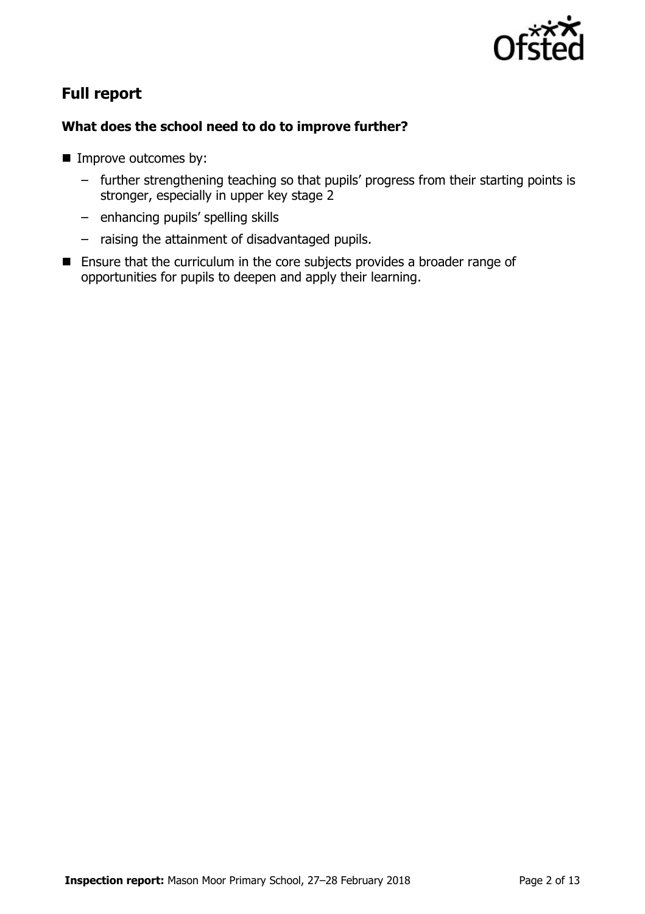## Full report

### What does the school need to do to improve further?

- Improve outcomes by:
  - further strengthening teaching so that pupils' progress from their starting points is stronger, especially in upper key stage 2
  - enhancing pupils' spelling skills
  - raising the attainment of disadvantaged pupils.
- Ensure that the curriculum in the core subjects provides a broader range of opportunities for pupils to deepen and apply their learning.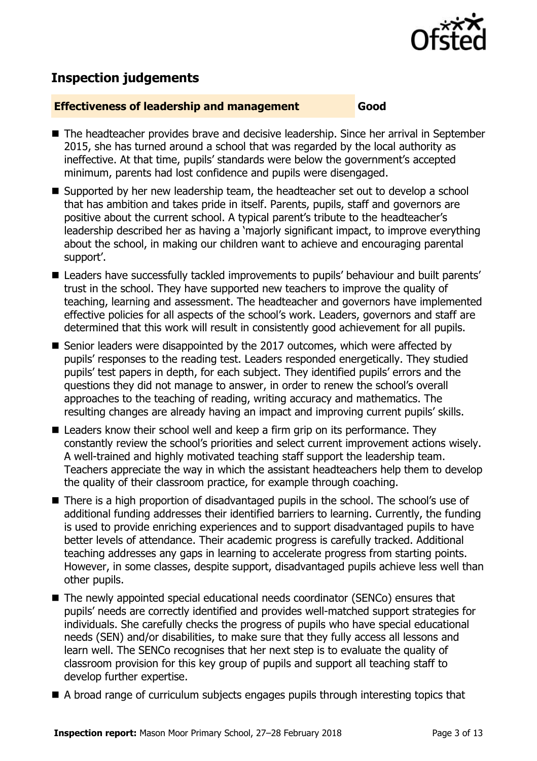## Inspection judgements

**Effectiveness of leadership and management** **Good**

- The headteacher provides brave and decisive leadership. Since her arrival in September 2015, she has turned around a school that was regarded by the local authority as ineffective. At that time, pupils' standards were below the government's accepted minimum, parents had lost confidence and pupils were disengaged.
- Supported by her new leadership team, the headteacher set out to develop a school that has ambition and takes pride in itself. Parents, pupils, staff and governors are positive about the current school. A typical parent's tribute to the headteacher's leadership described her as having a 'majorly significant impact, to improve everything about the school, in making our children want to achieve and encouraging parental support'.
- Leaders have successfully tackled improvements to pupils' behaviour and built parents' trust in the school. They have supported new teachers to improve the quality of teaching, learning and assessment. The headteacher and governors have implemented effective policies for all aspects of the school's work. Leaders, governors and staff are determined that this work will result in consistently good achievement for all pupils.
- Senior leaders were disappointed by the 2017 outcomes, which were affected by pupils' responses to the reading test. Leaders responded energetically. They studied pupils' test papers in depth, for each subject. They identified pupils' errors and the questions they did not manage to answer, in order to renew the school's overall approaches to the teaching of reading, writing accuracy and mathematics. The resulting changes are already having an impact and improving current pupils' skills.
- Leaders know their school well and keep a firm grip on its performance. They constantly review the school's priorities and select current improvement actions wisely. A well-trained and highly motivated teaching staff support the leadership team. Teachers appreciate the way in which the assistant headteachers help them to develop the quality of their classroom practice, for example through coaching.
- There is a high proportion of disadvantaged pupils in the school. The school's use of additional funding addresses their identified barriers to learning. Currently, the funding is used to provide enriching experiences and to support disadvantaged pupils to have better levels of attendance. Their academic progress is carefully tracked. Additional teaching addresses any gaps in learning to accelerate progress from starting points. However, in some classes, despite support, disadvantaged pupils achieve less well than other pupils.
- The newly appointed special educational needs coordinator (SENCo) ensures that pupils' needs are correctly identified and provides well-matched support strategies for individuals. She carefully checks the progress of pupils who have special educational needs (SEN) and/or disabilities, to make sure that they fully access all lessons and learn well. The SENCo recognises that her next step is to evaluate the quality of classroom provision for this key group of pupils and support all teaching staff to develop further expertise.
- A broad range of curriculum subjects engages pupils through interesting topics that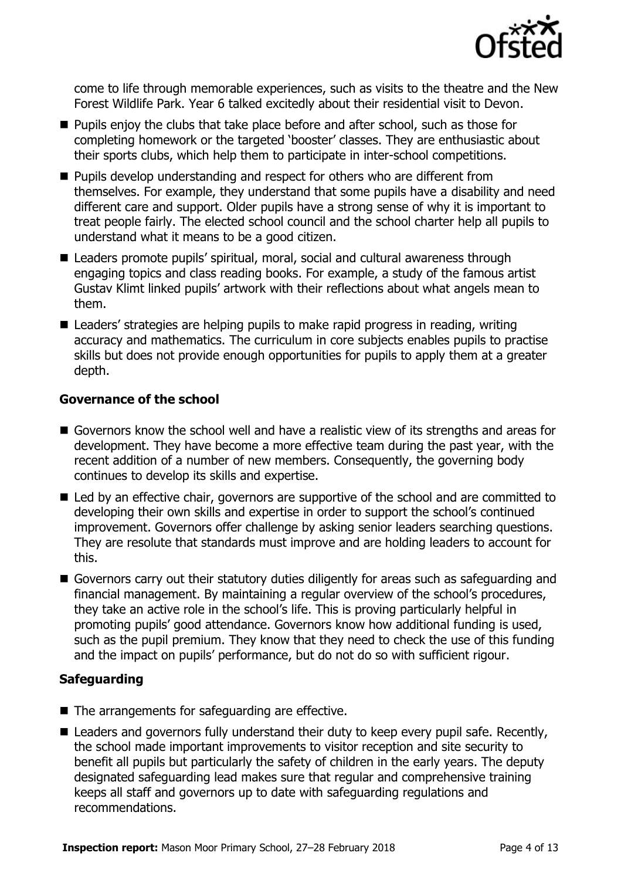come to life through memorable experiences, such as visits to the theatre and the New Forest Wildlife Park. Year 6 talked excitedly about their residential visit to Devon.

- Pupils enjoy the clubs that take place before and after school, such as those for completing homework or the targeted 'booster' classes. They are enthusiastic about their sports clubs, which help them to participate in inter-school competitions.
- Pupils develop understanding and respect for others who are different from themselves. For example, they understand that some pupils have a disability and need different care and support. Older pupils have a strong sense of why it is important to treat people fairly. The elected school council and the school charter help all pupils to understand what it means to be a good citizen.
- Leaders promote pupils' spiritual, moral, social and cultural awareness through engaging topics and class reading books. For example, a study of the famous artist Gustav Klimt linked pupils' artwork with their reflections about what angels mean to them.
- Leaders' strategies are helping pupils to make rapid progress in reading, writing accuracy and mathematics. The curriculum in core subjects enables pupils to practise skills but does not provide enough opportunities for pupils to apply them at a greater depth.

### Governance of the school

- Governors know the school well and have a realistic view of its strengths and areas for development. They have become a more effective team during the past year, with the recent addition of a number of new members. Consequently, the governing body continues to develop its skills and expertise.
- Led by an effective chair, governors are supportive of the school and are committed to developing their own skills and expertise in order to support the school's continued improvement. Governors offer challenge by asking senior leaders searching questions. They are resolute that standards must improve and are holding leaders to account for this.
- Governors carry out their statutory duties diligently for areas such as safeguarding and financial management. By maintaining a regular overview of the school's procedures, they take an active role in the school's life. This is proving particularly helpful in promoting pupils' good attendance. Governors know how additional funding is used, such as the pupil premium. They know that they need to check the use of this funding and the impact on pupils' performance, but do not do so with sufficient rigour.

### Safeguarding

- The arrangements for safeguarding are effective.
- Leaders and governors fully understand their duty to keep every pupil safe. Recently, the school made important improvements to visitor reception and site security to benefit all pupils but particularly the safety of children in the early years. The deputy designated safeguarding lead makes sure that regular and comprehensive training keeps all staff and governors up to date with safeguarding regulations and recommendations.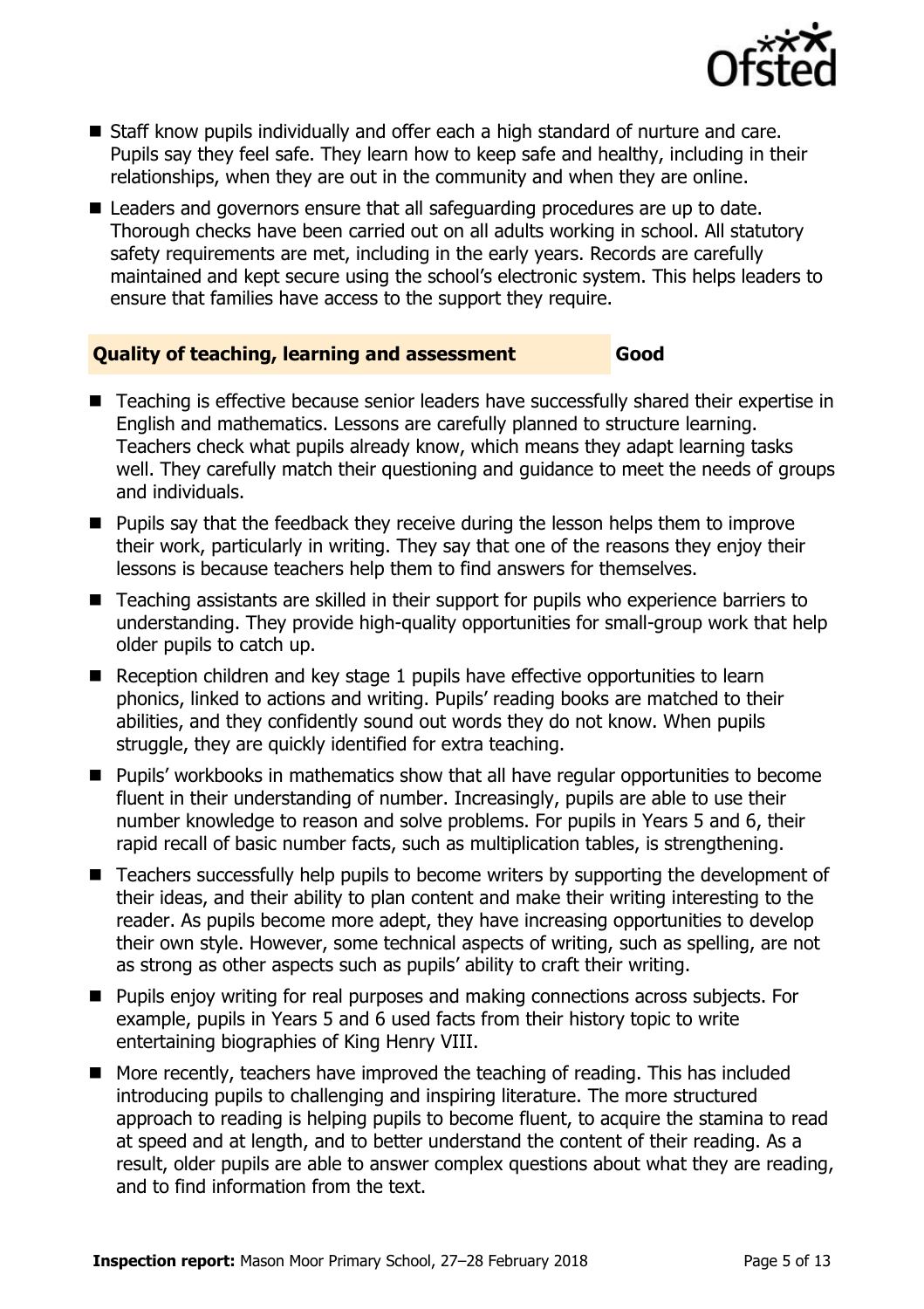- Staff know pupils individually and offer each a high standard of nurture and care. Pupils say they feel safe. They learn how to keep safe and healthy, including in their relationships, when they are out in the community and when they are online.
- Leaders and governors ensure that all safeguarding procedures are up to date. Thorough checks have been carried out on all adults working in school. All statutory safety requirements are met, including in the early years. Records are carefully maintained and kept secure using the school's electronic system. This helps leaders to ensure that families have access to the support they require.

## Quality of teaching, learning and assessment — Good

- Teaching is effective because senior leaders have successfully shared their expertise in English and mathematics. Lessons are carefully planned to structure learning. Teachers check what pupils already know, which means they adapt learning tasks well. They carefully match their questioning and guidance to meet the needs of groups and individuals.
- Pupils say that the feedback they receive during the lesson helps them to improve their work, particularly in writing. They say that one of the reasons they enjoy their lessons is because teachers help them to find answers for themselves.
- Teaching assistants are skilled in their support for pupils who experience barriers to understanding. They provide high-quality opportunities for small-group work that help older pupils to catch up.
- Reception children and key stage 1 pupils have effective opportunities to learn phonics, linked to actions and writing. Pupils' reading books are matched to their abilities, and they confidently sound out words they do not know. When pupils struggle, they are quickly identified for extra teaching.
- Pupils' workbooks in mathematics show that all have regular opportunities to become fluent in their understanding of number. Increasingly, pupils are able to use their number knowledge to reason and solve problems. For pupils in Years 5 and 6, their rapid recall of basic number facts, such as multiplication tables, is strengthening.
- Teachers successfully help pupils to become writers by supporting the development of their ideas, and their ability to plan content and make their writing interesting to the reader. As pupils become more adept, they have increasing opportunities to develop their own style. However, some technical aspects of writing, such as spelling, are not as strong as other aspects such as pupils' ability to craft their writing.
- Pupils enjoy writing for real purposes and making connections across subjects. For example, pupils in Years 5 and 6 used facts from their history topic to write entertaining biographies of King Henry VIII.
- More recently, teachers have improved the teaching of reading. This has included introducing pupils to challenging and inspiring literature. The more structured approach to reading is helping pupils to become fluent, to acquire the stamina to read at speed and at length, and to better understand the content of their reading. As a result, older pupils are able to answer complex questions about what they are reading, and to find information from the text.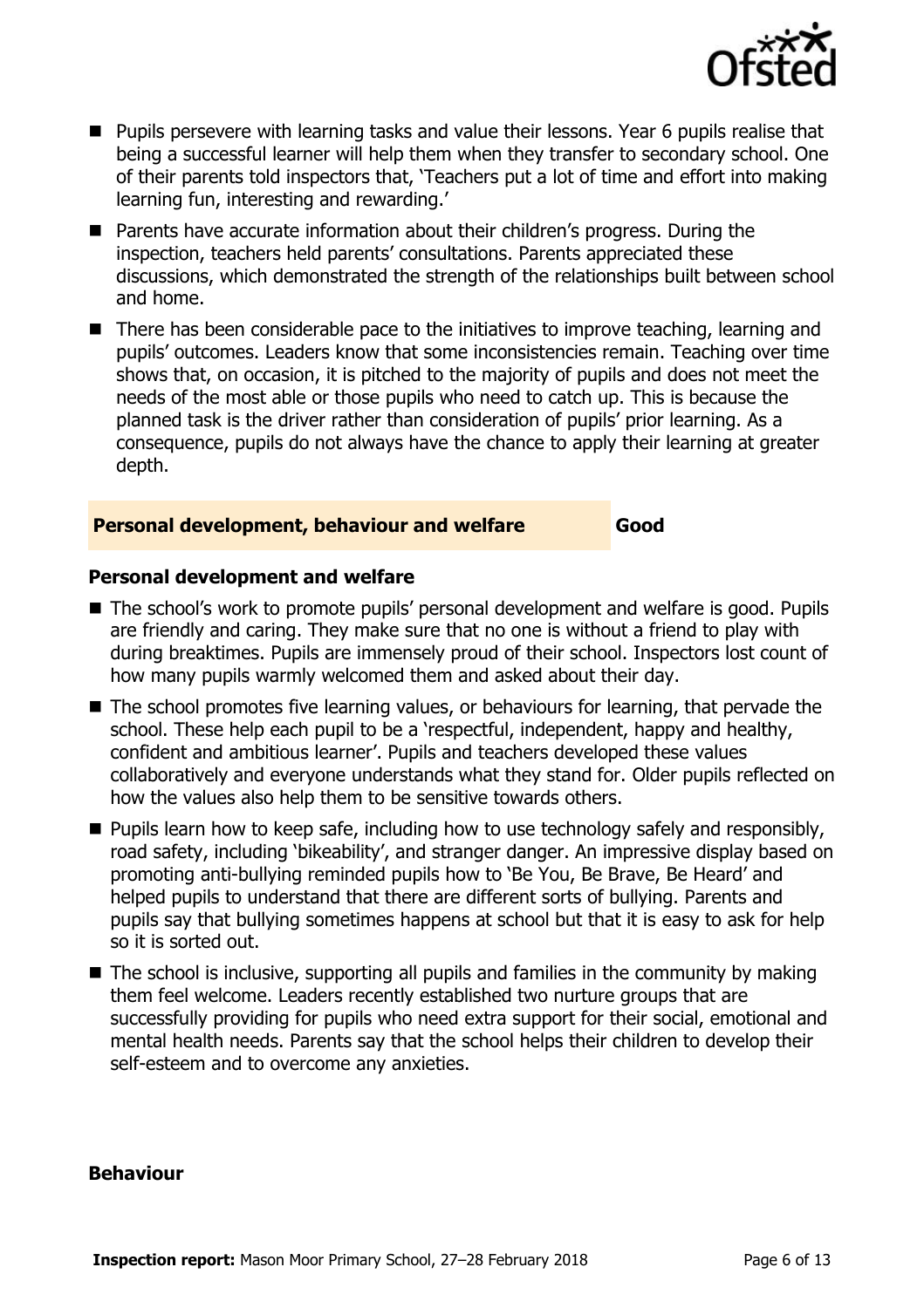- Pupils persevere with learning tasks and value their lessons. Year 6 pupils realise that being a successful learner will help them when they transfer to secondary school. One of their parents told inspectors that, 'Teachers put a lot of time and effort into making learning fun, interesting and rewarding.'
- Parents have accurate information about their children's progress. During the inspection, teachers held parents' consultations. Parents appreciated these discussions, which demonstrated the strength of the relationships built between school and home.
- There has been considerable pace to the initiatives to improve teaching, learning and pupils' outcomes. Leaders know that some inconsistencies remain. Teaching over time shows that, on occasion, it is pitched to the majority of pupils and does not meet the needs of the most able or those pupils who need to catch up. This is because the planned task is the driver rather than consideration of pupils' prior learning. As a consequence, pupils do not always have the chance to apply their learning at greater depth.

## Personal development, behaviour and welfare — Good

### Personal development and welfare

- The school's work to promote pupils' personal development and welfare is good. Pupils are friendly and caring. They make sure that no one is without a friend to play with during breaktimes. Pupils are immensely proud of their school. Inspectors lost count of how many pupils warmly welcomed them and asked about their day.
- The school promotes five learning values, or behaviours for learning, that pervade the school. These help each pupil to be a 'respectful, independent, happy and healthy, confident and ambitious learner'. Pupils and teachers developed these values collaboratively and everyone understands what they stand for. Older pupils reflected on how the values also help them to be sensitive towards others.
- Pupils learn how to keep safe, including how to use technology safely and responsibly, road safety, including 'bikeability', and stranger danger. An impressive display based on promoting anti-bullying reminded pupils how to 'Be You, Be Brave, Be Heard' and helped pupils to understand that there are different sorts of bullying. Parents and pupils say that bullying sometimes happens at school but that it is easy to ask for help so it is sorted out.
- The school is inclusive, supporting all pupils and families in the community by making them feel welcome. Leaders recently established two nurture groups that are successfully providing for pupils who need extra support for their social, emotional and mental health needs. Parents say that the school helps their children to develop their self-esteem and to overcome any anxieties.

### Behaviour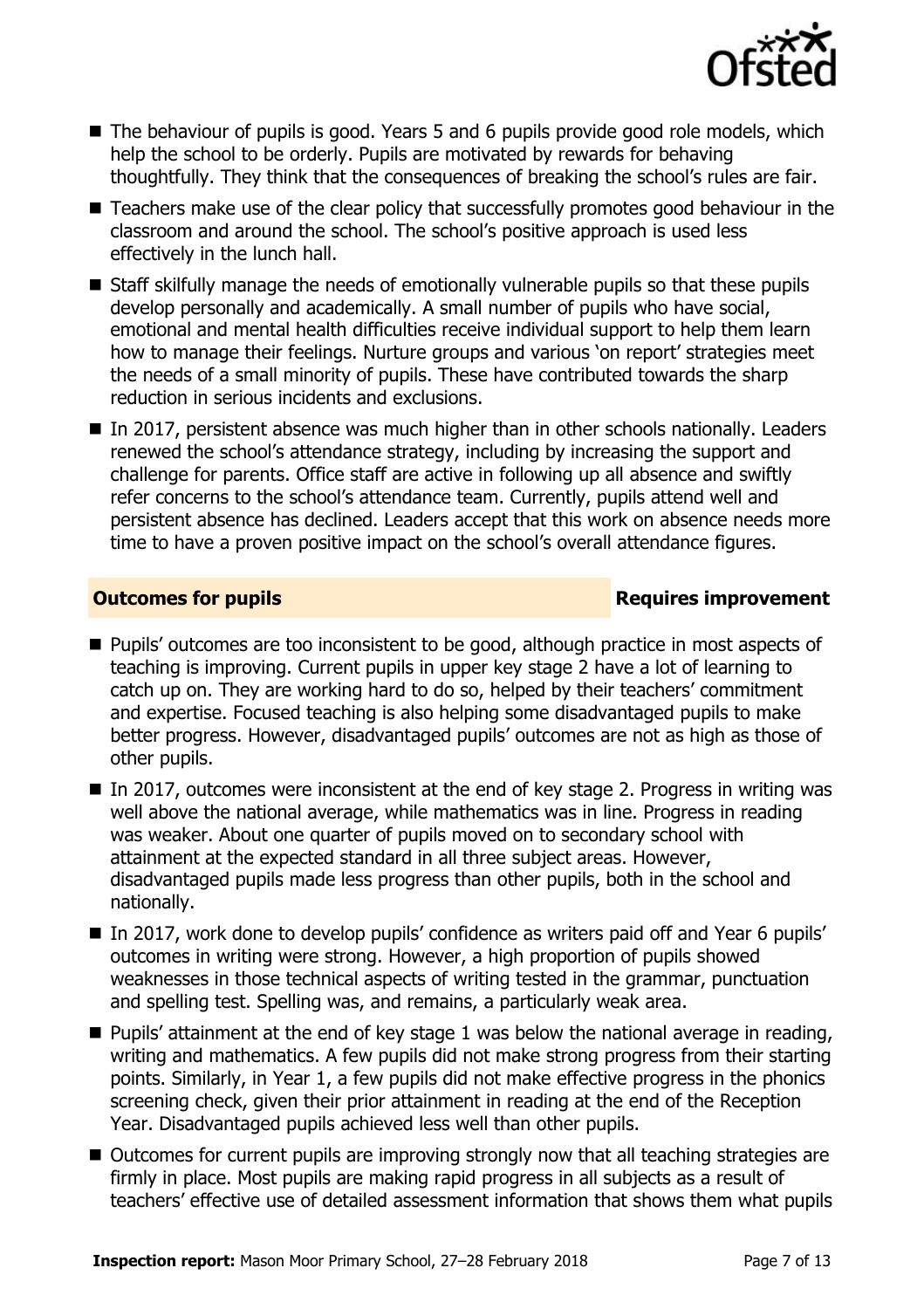- The behaviour of pupils is good. Years 5 and 6 pupils provide good role models, which help the school to be orderly. Pupils are motivated by rewards for behaving thoughtfully. They think that the consequences of breaking the school's rules are fair.
- Teachers make use of the clear policy that successfully promotes good behaviour in the classroom and around the school. The school's positive approach is used less effectively in the lunch hall.
- Staff skilfully manage the needs of emotionally vulnerable pupils so that these pupils develop personally and academically. A small number of pupils who have social, emotional and mental health difficulties receive individual support to help them learn how to manage their feelings. Nurture groups and various 'on report' strategies meet the needs of a small minority of pupils. These have contributed towards the sharp reduction in serious incidents and exclusions.
- In 2017, persistent absence was much higher than in other schools nationally. Leaders renewed the school's attendance strategy, including by increasing the support and challenge for parents. Office staff are active in following up all absence and swiftly refer concerns to the school's attendance team. Currently, pupils attend well and persistent absence has declined. Leaders accept that this work on absence needs more time to have a proven positive impact on the school's overall attendance figures.

## Outcomes for pupils — Requires improvement

- Pupils' outcomes are too inconsistent to be good, although practice in most aspects of teaching is improving. Current pupils in upper key stage 2 have a lot of learning to catch up on. They are working hard to do so, helped by their teachers' commitment and expertise. Focused teaching is also helping some disadvantaged pupils to make better progress. However, disadvantaged pupils' outcomes are not as high as those of other pupils.
- In 2017, outcomes were inconsistent at the end of key stage 2. Progress in writing was well above the national average, while mathematics was in line. Progress in reading was weaker. About one quarter of pupils moved on to secondary school with attainment at the expected standard in all three subject areas. However, disadvantaged pupils made less progress than other pupils, both in the school and nationally.
- In 2017, work done to develop pupils' confidence as writers paid off and Year 6 pupils' outcomes in writing were strong. However, a high proportion of pupils showed weaknesses in those technical aspects of writing tested in the grammar, punctuation and spelling test. Spelling was, and remains, a particularly weak area.
- Pupils' attainment at the end of key stage 1 was below the national average in reading, writing and mathematics. A few pupils did not make strong progress from their starting points. Similarly, in Year 1, a few pupils did not make effective progress in the phonics screening check, given their prior attainment in reading at the end of the Reception Year. Disadvantaged pupils achieved less well than other pupils.
- Outcomes for current pupils are improving strongly now that all teaching strategies are firmly in place. Most pupils are making rapid progress in all subjects as a result of teachers' effective use of detailed assessment information that shows them what pupils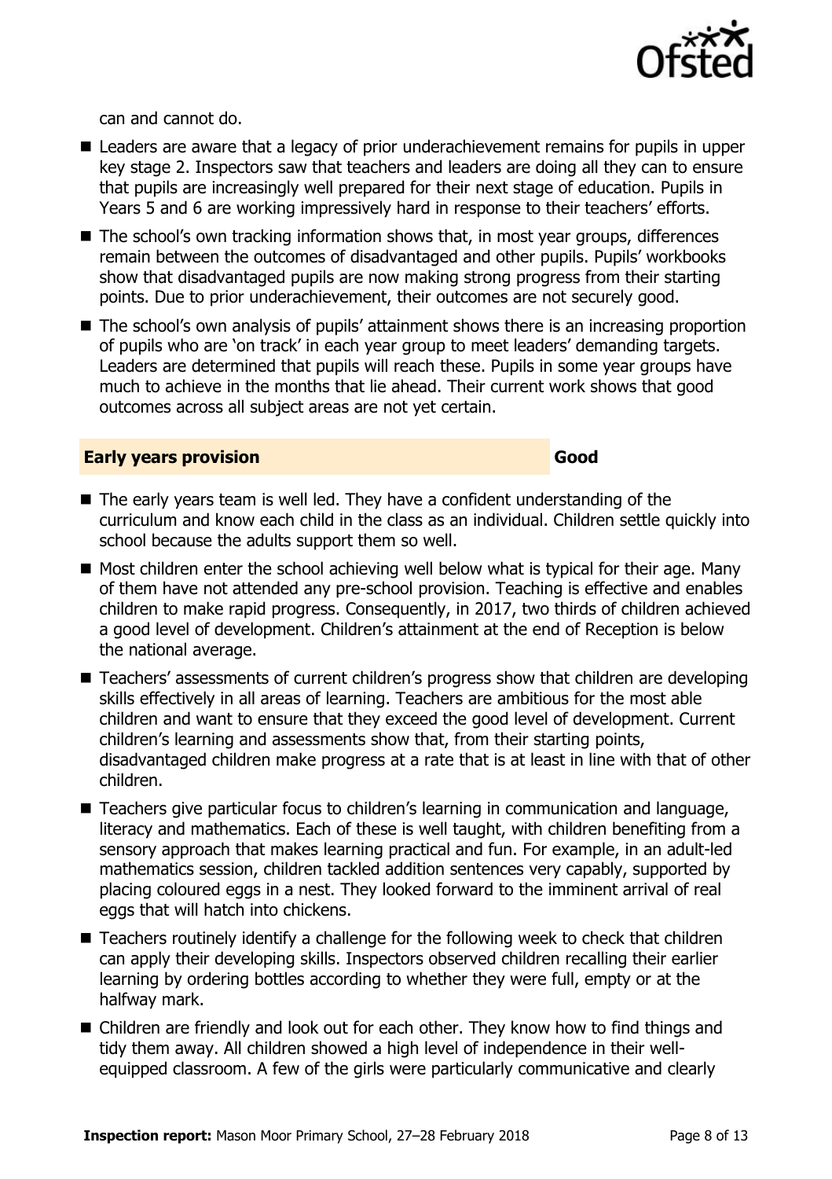can and cannot do.

- Leaders are aware that a legacy of prior underachievement remains for pupils in upper key stage 2. Inspectors saw that teachers and leaders are doing all they can to ensure that pupils are increasingly well prepared for their next stage of education. Pupils in Years 5 and 6 are working impressively hard in response to their teachers' efforts.
- The school's own tracking information shows that, in most year groups, differences remain between the outcomes of disadvantaged and other pupils. Pupils' workbooks show that disadvantaged pupils are now making strong progress from their starting points. Due to prior underachievement, their outcomes are not securely good.
- The school's own analysis of pupils' attainment shows there is an increasing proportion of pupils who are 'on track' in each year group to meet leaders' demanding targets. Leaders are determined that pupils will reach these. Pupils in some year groups have much to achieve in the months that lie ahead. Their current work shows that good outcomes across all subject areas are not yet certain.

## Early years provision — Good

- The early years team is well led. They have a confident understanding of the curriculum and know each child in the class as an individual. Children settle quickly into school because the adults support them so well.
- Most children enter the school achieving well below what is typical for their age. Many of them have not attended any pre-school provision. Teaching is effective and enables children to make rapid progress. Consequently, in 2017, two thirds of children achieved a good level of development. Children's attainment at the end of Reception is below the national average.
- Teachers' assessments of current children's progress show that children are developing skills effectively in all areas of learning. Teachers are ambitious for the most able children and want to ensure that they exceed the good level of development. Current children's learning and assessments show that, from their starting points, disadvantaged children make progress at a rate that is at least in line with that of other children.
- Teachers give particular focus to children's learning in communication and language, literacy and mathematics. Each of these is well taught, with children benefiting from a sensory approach that makes learning practical and fun. For example, in an adult-led mathematics session, children tackled addition sentences very capably, supported by placing coloured eggs in a nest. They looked forward to the imminent arrival of real eggs that will hatch into chickens.
- Teachers routinely identify a challenge for the following week to check that children can apply their developing skills. Inspectors observed children recalling their earlier learning by ordering bottles according to whether they were full, empty or at the halfway mark.
- Children are friendly and look out for each other. They know how to find things and tidy them away. All children showed a high level of independence in their well-equipped classroom. A few of the girls were particularly communicative and clearly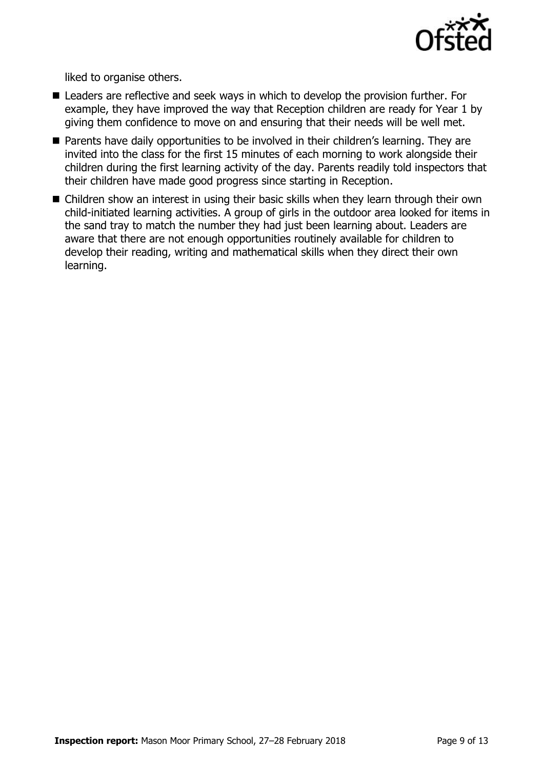liked to organise others.

- Leaders are reflective and seek ways in which to develop the provision further. For example, they have improved the way that Reception children are ready for Year 1 by giving them confidence to move on and ensuring that their needs will be well met.
- Parents have daily opportunities to be involved in their children's learning. They are invited into the class for the first 15 minutes of each morning to work alongside their children during the first learning activity of the day. Parents readily told inspectors that their children have made good progress since starting in Reception.
- Children show an interest in using their basic skills when they learn through their own child-initiated learning activities. A group of girls in the outdoor area looked for items in the sand tray to match the number they had just been learning about. Leaders are aware that there are not enough opportunities routinely available for children to develop their reading, writing and mathematical skills when they direct their own learning.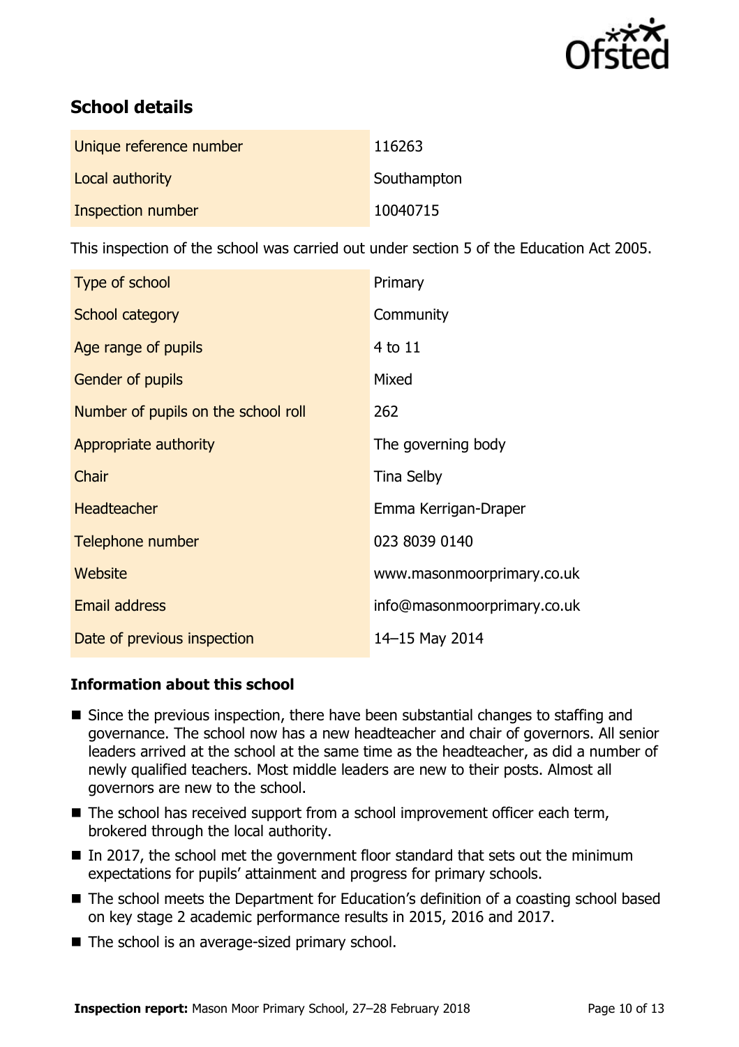## School details

| Unique reference number | 116263 |
| --- | --- |
| Local authority | Southampton |
| Inspection number | 10040715 |

This inspection of the school was carried out under section 5 of the Education Act 2005.

| Type of school | Primary |
| --- | --- |
| School category | Community |
| Age range of pupils | 4 to 11 |
| Gender of pupils | Mixed |
| Number of pupils on the school roll | 262 |
| Appropriate authority | The governing body |
| Chair | Tina Selby |
| Headteacher | Emma Kerrigan-Draper |
| Telephone number | 023 8039 0140 |
| Website | www.masonmoorprimary.co.uk |
| Email address | info@masonmoorprimary.co.uk |
| Date of previous inspection | 14–15 May 2014 |

### Information about this school

- Since the previous inspection, there have been substantial changes to staffing and governance. The school now has a new headteacher and chair of governors. All senior leaders arrived at the school at the same time as the headteacher, as did a number of newly qualified teachers. Most middle leaders are new to their posts. Almost all governors are new to the school.
- The school has received support from a school improvement officer each term, brokered through the local authority.
- In 2017, the school met the government floor standard that sets out the minimum expectations for pupils' attainment and progress for primary schools.
- The school meets the Department for Education's definition of a coasting school based on key stage 2 academic performance results in 2015, 2016 and 2017.
- The school is an average-sized primary school.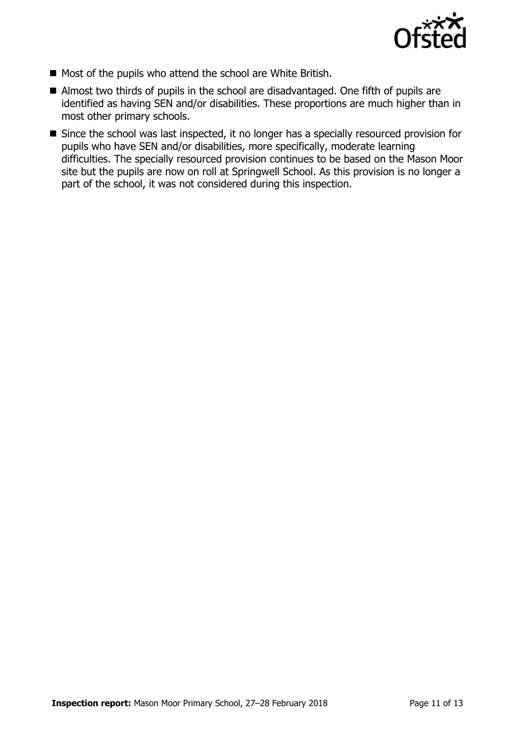- Most of the pupils who attend the school are White British.
- Almost two thirds of pupils in the school are disadvantaged. One fifth of pupils are identified as having SEN and/or disabilities. These proportions are much higher than in most other primary schools.
- Since the school was last inspected, it no longer has a specially resourced provision for pupils who have SEN and/or disabilities, more specifically, moderate learning difficulties. The specially resourced provision continues to be based on the Mason Moor site but the pupils are now on roll at Springwell School. As this provision is no longer a part of the school, it was not considered during this inspection.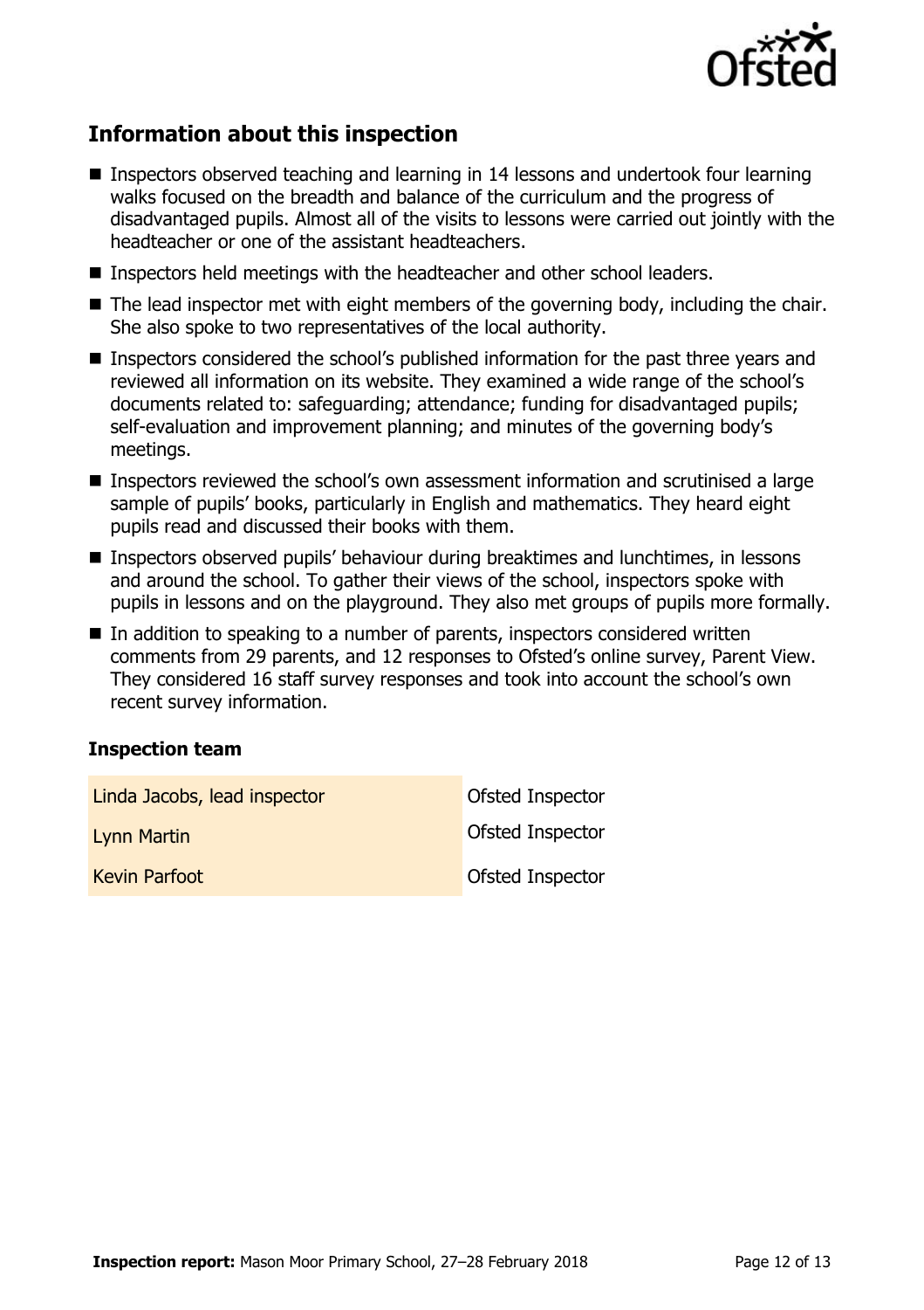## Information about this inspection

- Inspectors observed teaching and learning in 14 lessons and undertook four learning walks focused on the breadth and balance of the curriculum and the progress of disadvantaged pupils. Almost all of the visits to lessons were carried out jointly with the headteacher or one of the assistant headteachers.
- Inspectors held meetings with the headteacher and other school leaders.
- The lead inspector met with eight members of the governing body, including the chair. She also spoke to two representatives of the local authority.
- Inspectors considered the school's published information for the past three years and reviewed all information on its website. They examined a wide range of the school's documents related to: safeguarding; attendance; funding for disadvantaged pupils; self-evaluation and improvement planning; and minutes of the governing body's meetings.
- Inspectors reviewed the school's own assessment information and scrutinised a large sample of pupils' books, particularly in English and mathematics. They heard eight pupils read and discussed their books with them.
- Inspectors observed pupils' behaviour during breaktimes and lunchtimes, in lessons and around the school. To gather their views of the school, inspectors spoke with pupils in lessons and on the playground. They also met groups of pupils more formally.
- In addition to speaking to a number of parents, inspectors considered written comments from 29 parents, and 12 responses to Ofsted's online survey, Parent View. They considered 16 staff survey responses and took into account the school's own recent survey information.

### Inspection team

| | |
|---|---|
| Linda Jacobs, lead inspector | Ofsted Inspector |
| Lynn Martin | Ofsted Inspector |
| Kevin Parfoot | Ofsted Inspector |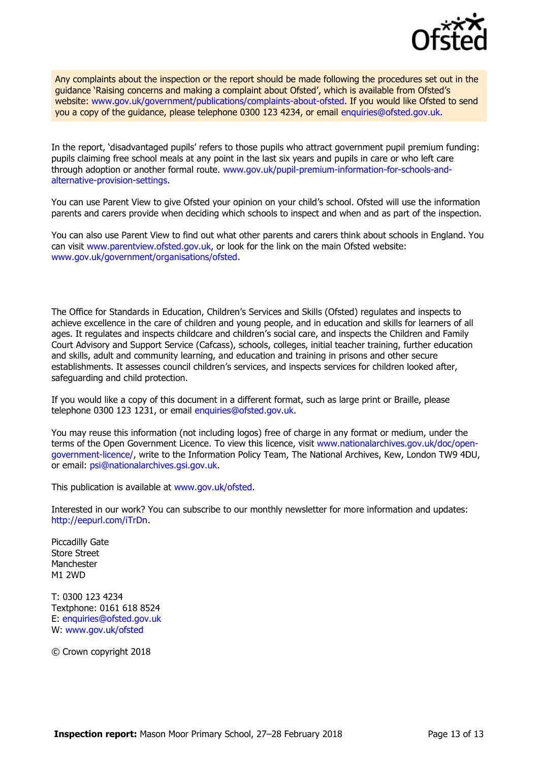Any complaints about the inspection or the report should be made following the procedures set out in the guidance 'Raising concerns and making a complaint about Ofsted', which is available from Ofsted's website: www.gov.uk/government/publications/complaints-about-ofsted. If you would like Ofsted to send you a copy of the guidance, please telephone 0300 123 4234, or email enquiries@ofsted.gov.uk.

In the report, 'disadvantaged pupils' refers to those pupils who attract government pupil premium funding: pupils claiming free school meals at any point in the last six years and pupils in care or who left care through adoption or another formal route. www.gov.uk/pupil-premium-information-for-schools-and-alternative-provision-settings.

You can use Parent View to give Ofsted your opinion on your child's school. Ofsted will use the information parents and carers provide when deciding which schools to inspect and when and as part of the inspection.

You can also use Parent View to find out what other parents and carers think about schools in England. You can visit www.parentview.ofsted.gov.uk, or look for the link on the main Ofsted website: www.gov.uk/government/organisations/ofsted.

The Office for Standards in Education, Children's Services and Skills (Ofsted) regulates and inspects to achieve excellence in the care of children and young people, and in education and skills for learners of all ages. It regulates and inspects childcare and children's social care, and inspects the Children and Family Court Advisory and Support Service (Cafcass), schools, colleges, initial teacher training, further education and skills, adult and community learning, and education and training in prisons and other secure establishments. It assesses council children's services, and inspects services for children looked after, safeguarding and child protection.

If you would like a copy of this document in a different format, such as large print or Braille, please telephone 0300 123 1231, or email enquiries@ofsted.gov.uk.

You may reuse this information (not including logos) free of charge in any format or medium, under the terms of the Open Government Licence. To view this licence, visit www.nationalarchives.gov.uk/doc/open-government-licence/, write to the Information Policy Team, The National Archives, Kew, London TW9 4DU, or email: psi@nationalarchives.gsi.gov.uk.

This publication is available at www.gov.uk/ofsted.

Interested in our work? You can subscribe to our monthly newsletter for more information and updates: http://eepurl.com/iTrDn.

Piccadilly Gate
Store Street
Manchester
M1 2WD

T: 0300 123 4234
Textphone: 0161 618 8524
E: enquiries@ofsted.gov.uk
W: www.gov.uk/ofsted

© Crown copyright 2018